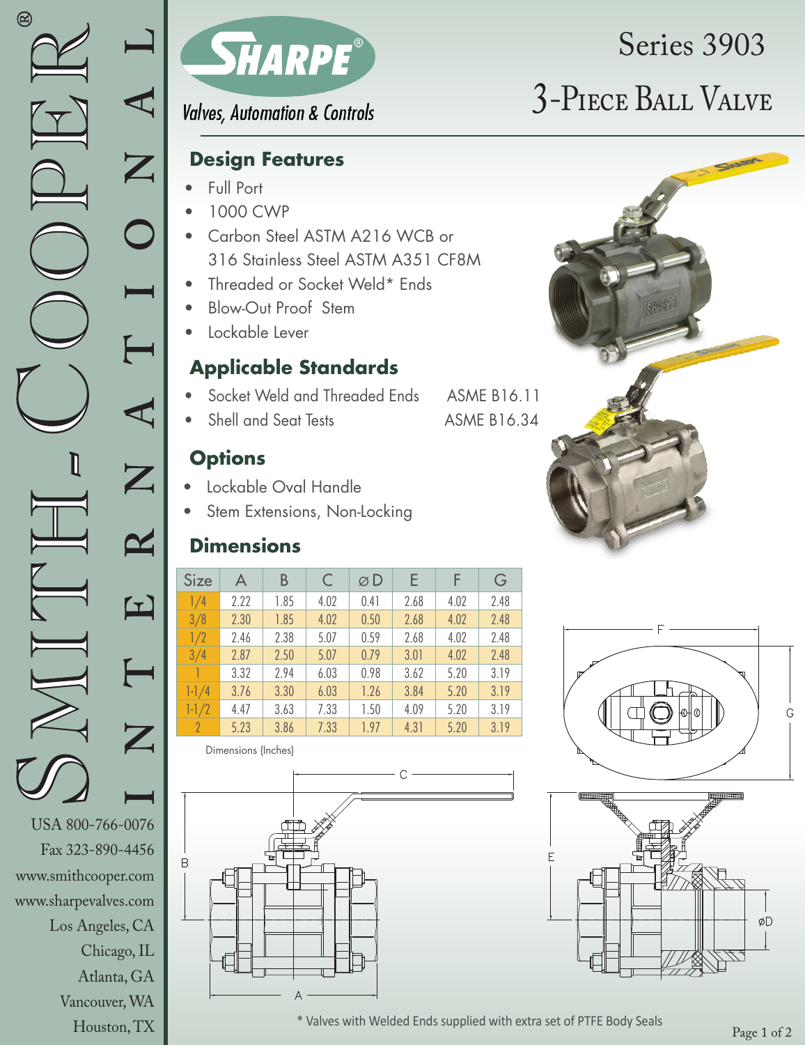# Series 3903

## 3-Piece Ball Valve

SHARPE®

*Valves, Automation & Controls*

## Design Features

- Full Port
- 1000 CWP
- Carbon Steel ASTM A216 WCB or 316 Stainless Steel ASTM A351 CF8M
- Threaded or Socket Weld* Ends
- Blow-Out Proof Stem
- Lockable Lever

## Applicable Standards

- Socket Weld and Threaded Ends — ASME B16.11
- Shell and Seat Tests — ASME B16.34

## Options

- Lockable Oval Handle
- Stem Extensions, Non-Locking

## Dimensions

| Size | A | B | C | ⌀D | E | F | G |
|---|---|---|---|---|---|---|---|
| 1/4 | 2.22 | 1.85 | 4.02 | 0.41 | 2.68 | 4.02 | 2.48 |
| 3/8 | 2.30 | 1.85 | 4.02 | 0.50 | 2.68 | 4.02 | 2.48 |
| 1/2 | 2.46 | 2.38 | 5.07 | 0.59 | 2.68 | 4.02 | 2.48 |
| 3/4 | 2.87 | 2.50 | 5.07 | 0.79 | 3.01 | 4.02 | 2.48 |
| 1 | 3.32 | 2.94 | 6.03 | 0.98 | 3.62 | 5.20 | 3.19 |
| 1-1/4 | 3.76 | 3.30 | 6.03 | 1.26 | 3.84 | 5.20 | 3.19 |
| 1-1/2 | 4.47 | 3.63 | 7.33 | 1.50 | 4.09 | 5.20 | 3.19 |
| 2 | 5.23 | 3.86 | 7.33 | 1.97 | 4.31 | 5.20 | 3.19 |

Dimensions (Inches)

\* Valves with Welded Ends supplied with extra set of PTFE Body Seals

SMITH-COOPER® INTERNATIONAL

USA 800-766-0076
Fax 323-890-4456
www.smithcooper.com
www.sharpevalves.com
Los Angeles, CA
Chicago, IL
Atlanta, GA
Vancouver, WA
Houston, TX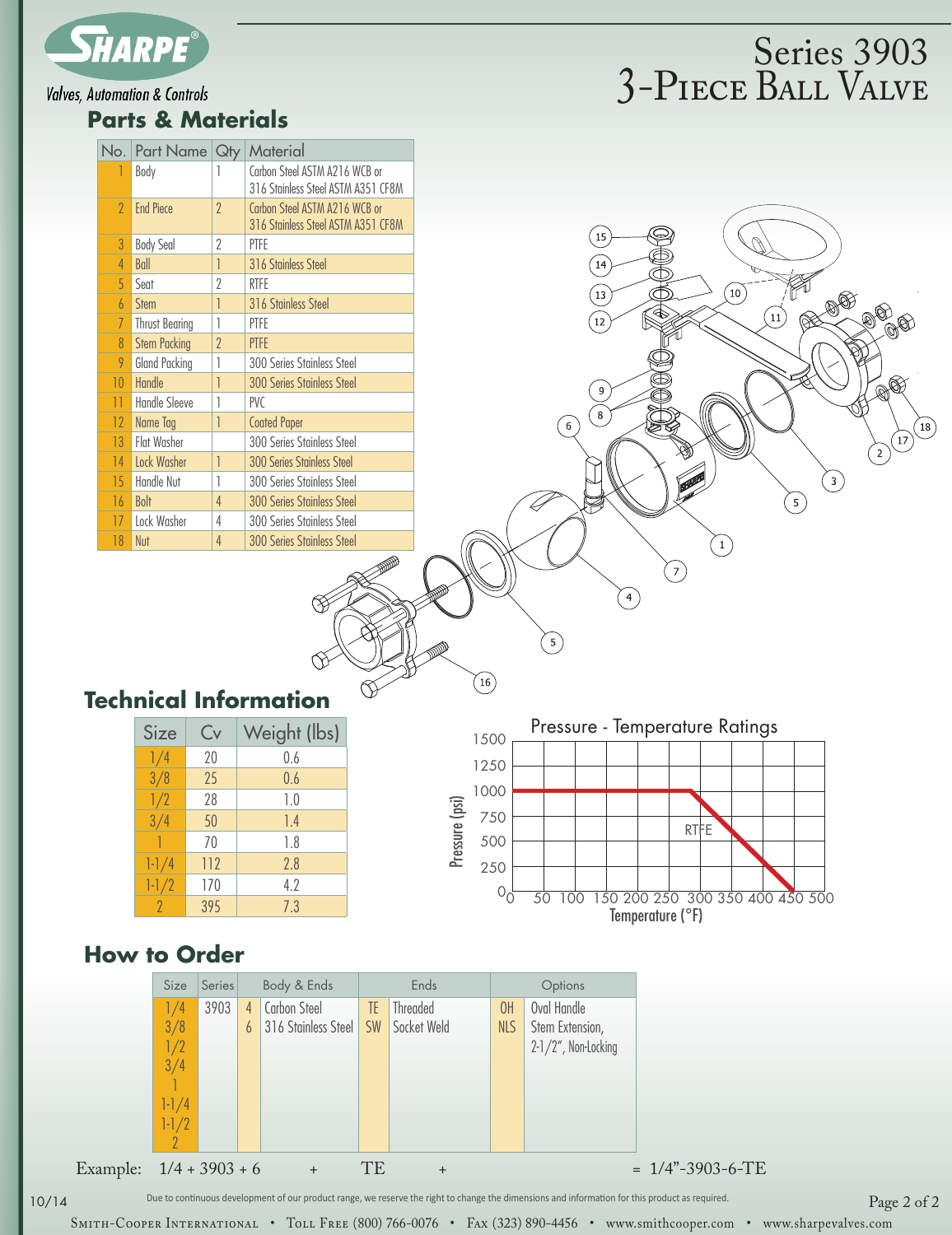# Series 3903
# 3-Piece Ball Valve

*Valves, Automation & Controls*

## Parts & Materials

| No. | Part Name | Qty | Material |
|---|---|---|---|
| 1 | Body | 1 | Carbon Steel ASTM A216 WCB or 316 Stainless Steel ASTM A351 CF8M |
| 2 | End Piece | 2 | Carbon Steel ASTM A216 WCB or 316 Stainless Steel ASTM A351 CF8M |
| 3 | Body Seal | 2 | PTFE |
| 4 | Ball | 1 | 316 Stainless Steel |
| 5 | Seat | 2 | RTFE |
| 6 | Stem | 1 | 316 Stainless Steel |
| 7 | Thrust Bearing | 1 | PTFE |
| 8 | Stem Packing | 2 | PTFE |
| 9 | Gland Packing | 1 | 300 Series Stainless Steel |
| 10 | Handle | 1 | 300 Series Stainless Steel |
| 11 | Handle Sleeve | 1 | PVC |
| 12 | Name Tag | 1 | Coated Paper |
| 13 | Flat Washer | | 300 Series Stainless Steel |
| 14 | Lock Washer | 1 | 300 Series Stainless Steel |
| 15 | Handle Nut | 1 | 300 Series Stainless Steel |
| 16 | Bolt | 4 | 300 Series Stainless Steel |
| 17 | Lock Washer | 4 | 300 Series Stainless Steel |
| 18 | Nut | 4 | 300 Series Stainless Steel |

## Technical Information

| Size | Cv | Weight (lbs) |
|---|---|---|
| 1/4 | 20 | 0.6 |
| 3/8 | 25 | 0.6 |
| 1/2 | 28 | 1.0 |
| 3/4 | 50 | 1.4 |
| 1 | 70 | 1.8 |
| 1-1/4 | 112 | 2.8 |
| 1-1/2 | 170 | 4.2 |
| 2 | 395 | 7.3 |

Pressure - Temperature Ratings

Pressure (psi)

1500
1250
1000
750
500
250
0

RTFE

0 50 100 150 200 250 300 350 400 450 500

Temperature (°F)

## How to Order

| Size | Series | Body & Ends | | Ends | | Options | |
|---|---|---|---|---|---|---|---|
| 1/4<br>3/8<br>1/2<br>3/4<br>1<br>1-1/4<br>1-1/2<br>2 | 3903 | 4<br>6 | Carbon Steel<br>316 Stainless Steel | TE<br>SW | Threaded<br>Socket Weld | OH<br>NLS | Oval Handle<br>Stem Extension, 2-1/2", Non-Locking |

Example: 1/4 + 3903 + 6 + TE + = 1/4"-3903-6-TE

10/14

Due to continuous development of our product range, we reserve the right to change the dimensions and information for this product as required.

Smith-Cooper International • Toll Free (800) 766-0076 • Fax (323) 890-4456 • www.smithcooper.com • www.sharpevalves.com